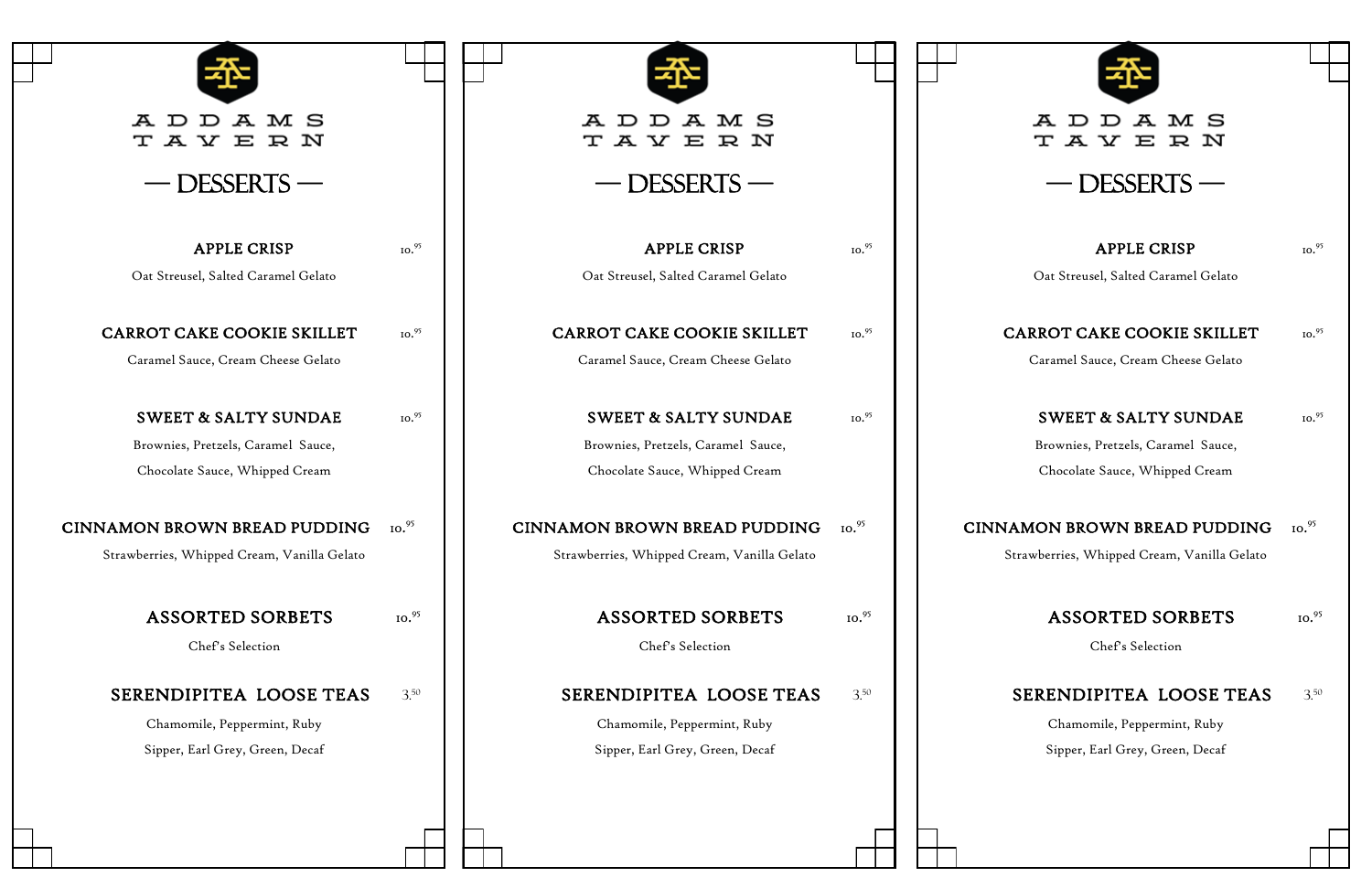# ADDAMS TAVERN

## — DESSERTS —

**APPLE CRISP** 10.95
Oat Streusel, Salted Caramel Gelato

**CARROT CAKE COOKIE SKILLET** 10.95
Caramel Sauce, Cream Cheese Gelato

**SWEET & SALTY SUNDAE** 10.95
Brownies, Pretzels, Caramel Sauce,
Chocolate Sauce, Whipped Cream

**CINNAMON BROWN BREAD PUDDING** 10.95
Strawberries, Whipped Cream, Vanilla Gelato

**ASSORTED SORBETS** 10.95
Chef's Selection

**SERENDIPITEA LOOSE TEAS** 3.50
Chamomile, Peppermint, Ruby
Sipper, Earl Grey, Green, Decaf

# ADDAMS TAVERN

## — DESSERTS —

**APPLE CRISP** 10.95
Oat Streusel, Salted Caramel Gelato

**CARROT CAKE COOKIE SKILLET** 10.95
Caramel Sauce, Cream Cheese Gelato

**SWEET & SALTY SUNDAE** 10.95
Brownies, Pretzels, Caramel Sauce,
Chocolate Sauce, Whipped Cream

**CINNAMON BROWN BREAD PUDDING** 10.95
Strawberries, Whipped Cream, Vanilla Gelato

**ASSORTED SORBETS** 10.95
Chef's Selection

**SERENDIPITEA LOOSE TEAS** 3.50
Chamomile, Peppermint, Ruby
Sipper, Earl Grey, Green, Decaf

# ADDAMS TAVERN

## — DESSERTS —

**APPLE CRISP** 10.95
Oat Streusel, Salted Caramel Gelato

**CARROT CAKE COOKIE SKILLET** 10.95
Caramel Sauce, Cream Cheese Gelato

**SWEET & SALTY SUNDAE** 10.95
Brownies, Pretzels, Caramel Sauce,
Chocolate Sauce, Whipped Cream

**CINNAMON BROWN BREAD PUDDING** 10.95
Strawberries, Whipped Cream, Vanilla Gelato

**ASSORTED SORBETS** 10.95
Chef's Selection

**SERENDIPITEA LOOSE TEAS** 3.50
Chamomile, Peppermint, Ruby
Sipper, Earl Grey, Green, Decaf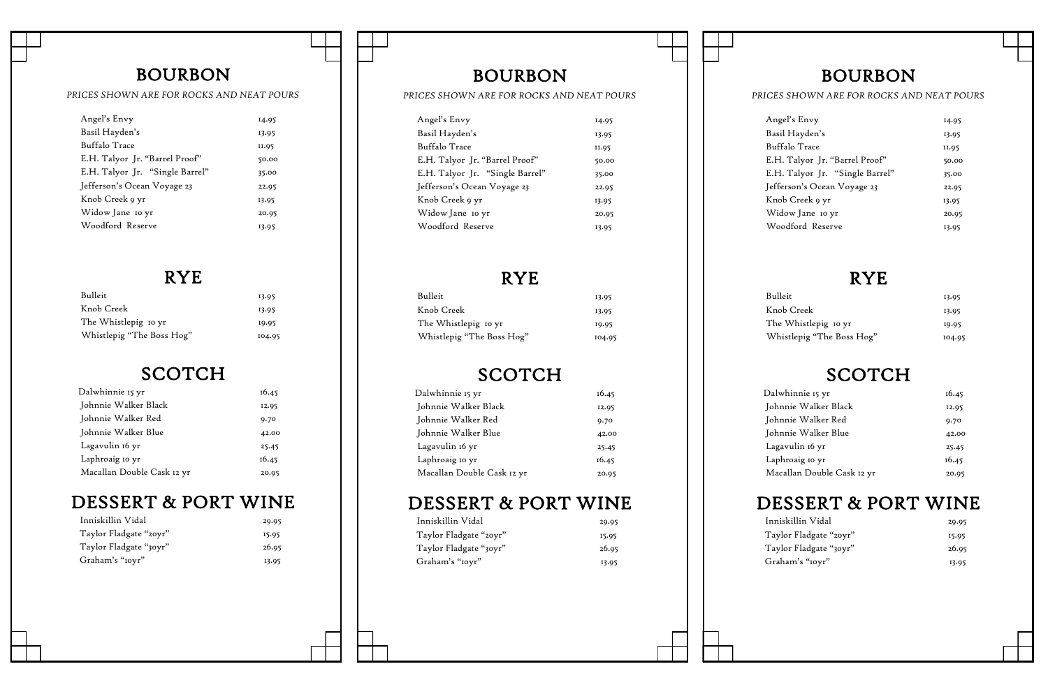## BOURBON

*PRICES SHOWN ARE FOR ROCKS AND NEAT POURS*

| | |
|---|---|
| Angel's Envy | 14.95 |
| Basil Hayden's | 13.95 |
| Buffalo Trace | 11.95 |
| E.H. Talyor Jr. "Barrel Proof" | 50.00 |
| E.H. Talyor Jr. "Single Barrel" | 35.00 |
| Jefferson's Ocean Voyage 23 | 22.95 |
| Knob Creek 9 yr | 13.95 |
| Widow Jane 10 yr | 20.95 |
| Woodford Reserve | 13.95 |

## RYE

| | |
|---|---|
| Bulleit | 13.95 |
| Knob Creek | 13.95 |
| The Whistlepig 10 yr | 19.95 |
| Whistlepig "The Boss Hog" | 104.95 |

## SCOTCH

| | |
|---|---|
| Dalwhinnie 15 yr | 16.45 |
| Johnnie Walker Black | 12.95 |
| Johnnie Walker Red | 9.70 |
| Johnnie Walker Blue | 42.00 |
| Lagavulin 16 yr | 25.45 |
| Laphroaig 10 yr | 16.45 |
| Macallan Double Cask 12 yr | 20.95 |

## DESSERT & PORT WINE

| | |
|---|---|
| Inniskillin Vidal | 29.95 |
| Taylor Fladgate "20yr" | 15.95 |
| Taylor Fladgate "30yr" | 26.95 |
| Graham's "10yr" | 13.95 |

## BOURBON

*PRICES SHOWN ARE FOR ROCKS AND NEAT POURS*

| | |
|---|---|
| Angel's Envy | 14.95 |
| Basil Hayden's | 13.95 |
| Buffalo Trace | 11.95 |
| E.H. Talyor Jr. "Barrel Proof" | 50.00 |
| E.H. Talyor Jr. "Single Barrel" | 35.00 |
| Jefferson's Ocean Voyage 23 | 22.95 |
| Knob Creek 9 yr | 13.95 |
| Widow Jane 10 yr | 20.95 |
| Woodford Reserve | 13.95 |

## RYE

| | |
|---|---|
| Bulleit | 13.95 |
| Knob Creek | 13.95 |
| The Whistlepig 10 yr | 19.95 |
| Whistlepig "The Boss Hog" | 104.95 |

## SCOTCH

| | |
|---|---|
| Dalwhinnie 15 yr | 16.45 |
| Johnnie Walker Black | 12.95 |
| Johnnie Walker Red | 9.70 |
| Johnnie Walker Blue | 42.00 |
| Lagavulin 16 yr | 25.45 |
| Laphroaig 10 yr | 16.45 |
| Macallan Double Cask 12 yr | 20.95 |

## DESSERT & PORT WINE

| | |
|---|---|
| Inniskillin Vidal | 29.95 |
| Taylor Fladgate "20yr" | 15.95 |
| Taylor Fladgate "30yr" | 26.95 |
| Graham's "10yr" | 13.95 |

## BOURBON

*PRICES SHOWN ARE FOR ROCKS AND NEAT POURS*

| | |
|---|---|
| Angel's Envy | 14.95 |
| Basil Hayden's | 13.95 |
| Buffalo Trace | 11.95 |
| E.H. Talyor Jr. "Barrel Proof" | 50.00 |
| E.H. Talyor Jr. "Single Barrel" | 35.00 |
| Jefferson's Ocean Voyage 23 | 22.95 |
| Knob Creek 9 yr | 13.95 |
| Widow Jane 10 yr | 20.95 |
| Woodford Reserve | 13.95 |

## RYE

| | |
|---|---|
| Bulleit | 13.95 |
| Knob Creek | 13.95 |
| The Whistlepig 10 yr | 19.95 |
| Whistlepig "The Boss Hog" | 104.95 |

## SCOTCH

| | |
|---|---|
| Dalwhinnie 15 yr | 16.45 |
| Johnnie Walker Black | 12.95 |
| Johnnie Walker Red | 9.70 |
| Johnnie Walker Blue | 42.00 |
| Lagavulin 16 yr | 25.45 |
| Laphroaig 10 yr | 16.45 |
| Macallan Double Cask 12 yr | 20.95 |

## DESSERT & PORT WINE

| | |
|---|---|
| Inniskillin Vidal | 29.95 |
| Taylor Fladgate "20yr" | 15.95 |
| Taylor Fladgate "30yr" | 26.95 |
| Graham's "10yr" | 13.95 |